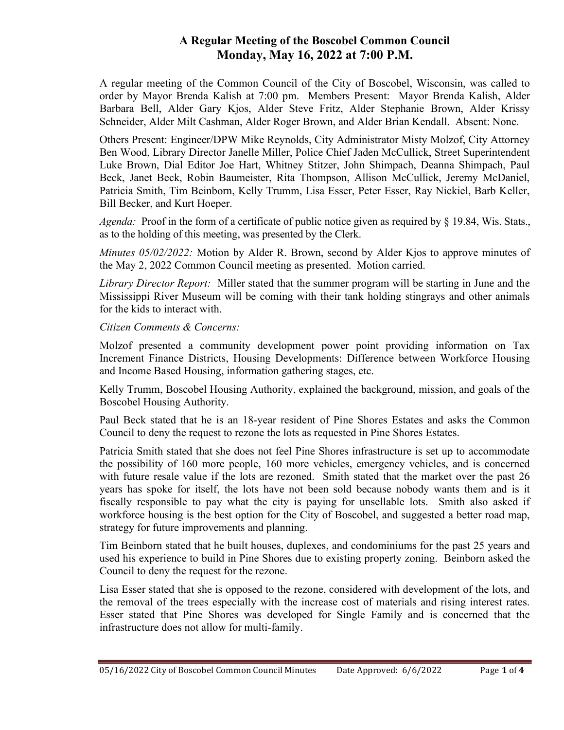# A Regular Meeting of the Boscobel Common Council
## Monday, May 16, 2022 at 7:00 P.M.

A regular meeting of the Common Council of the City of Boscobel, Wisconsin, was called to order by Mayor Brenda Kalish at 7:00 pm. Members Present: Mayor Brenda Kalish, Alder Barbara Bell, Alder Gary Kjos, Alder Steve Fritz, Alder Stephanie Brown, Alder Krissy Schneider, Alder Milt Cashman, Alder Roger Brown, and Alder Brian Kendall. Absent: None.

Others Present: Engineer/DPW Mike Reynolds, City Administrator Misty Molzof, City Attorney Ben Wood, Library Director Janelle Miller, Police Chief Jaden McCullick, Street Superintendent Luke Brown, Dial Editor Joe Hart, Whitney Stitzer, John Shimpach, Deanna Shimpach, Paul Beck, Janet Beck, Robin Baumeister, Rita Thompson, Allison McCullick, Jeremy McDaniel, Patricia Smith, Tim Beinborn, Kelly Trumm, Lisa Esser, Peter Esser, Ray Nickiel, Barb Keller, Bill Becker, and Kurt Hoeper.

*Agenda:* Proof in the form of a certificate of public notice given as required by § 19.84, Wis. Stats., as to the holding of this meeting, was presented by the Clerk.

*Minutes 05/02/2022:* Motion by Alder R. Brown, second by Alder Kjos to approve minutes of the May 2, 2022 Common Council meeting as presented. Motion carried.

*Library Director Report:* Miller stated that the summer program will be starting in June and the Mississippi River Museum will be coming with their tank holding stingrays and other animals for the kids to interact with.

*Citizen Comments & Concerns:*

Molzof presented a community development power point providing information on Tax Increment Finance Districts, Housing Developments: Difference between Workforce Housing and Income Based Housing, information gathering stages, etc.

Kelly Trumm, Boscobel Housing Authority, explained the background, mission, and goals of the Boscobel Housing Authority.

Paul Beck stated that he is an 18-year resident of Pine Shores Estates and asks the Common Council to deny the request to rezone the lots as requested in Pine Shores Estates.

Patricia Smith stated that she does not feel Pine Shores infrastructure is set up to accommodate the possibility of 160 more people, 160 more vehicles, emergency vehicles, and is concerned with future resale value if the lots are rezoned. Smith stated that the market over the past 26 years has spoke for itself, the lots have not been sold because nobody wants them and is it fiscally responsible to pay what the city is paying for unsellable lots. Smith also asked if workforce housing is the best option for the City of Boscobel, and suggested a better road map, strategy for future improvements and planning.

Tim Beinborn stated that he built houses, duplexes, and condominiums for the past 25 years and used his experience to build in Pine Shores due to existing property zoning. Beinborn asked the Council to deny the request for the rezone.

Lisa Esser stated that she is opposed to the rezone, considered with development of the lots, and the removal of the trees especially with the increase cost of materials and rising interest rates. Esser stated that Pine Shores was developed for Single Family and is concerned that the infrastructure does not allow for multi-family.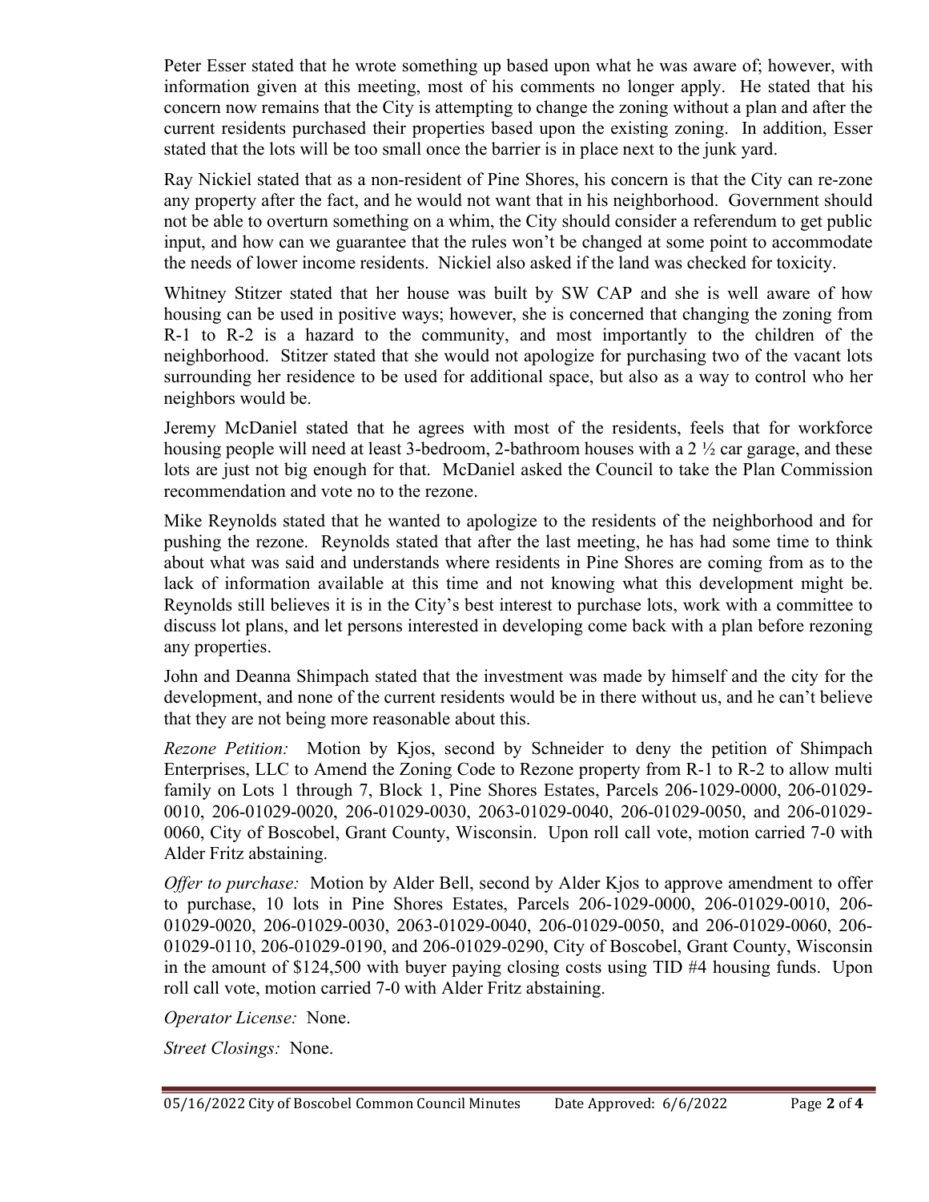Peter Esser stated that he wrote something up based upon what he was aware of; however, with information given at this meeting, most of his comments no longer apply. He stated that his concern now remains that the City is attempting to change the zoning without a plan and after the current residents purchased their properties based upon the existing zoning. In addition, Esser stated that the lots will be too small once the barrier is in place next to the junk yard.

Ray Nickiel stated that as a non-resident of Pine Shores, his concern is that the City can re-zone any property after the fact, and he would not want that in his neighborhood. Government should not be able to overturn something on a whim, the City should consider a referendum to get public input, and how can we guarantee that the rules won't be changed at some point to accommodate the needs of lower income residents. Nickiel also asked if the land was checked for toxicity.

Whitney Stitzer stated that her house was built by SW CAP and she is well aware of how housing can be used in positive ways; however, she is concerned that changing the zoning from R-1 to R-2 is a hazard to the community, and most importantly to the children of the neighborhood. Stitzer stated that she would not apologize for purchasing two of the vacant lots surrounding her residence to be used for additional space, but also as a way to control who her neighbors would be.

Jeremy McDaniel stated that he agrees with most of the residents, feels that for workforce housing people will need at least 3-bedroom, 2-bathroom houses with a 2 ½ car garage, and these lots are just not big enough for that. McDaniel asked the Council to take the Plan Commission recommendation and vote no to the rezone.

Mike Reynolds stated that he wanted to apologize to the residents of the neighborhood and for pushing the rezone. Reynolds stated that after the last meeting, he has had some time to think about what was said and understands where residents in Pine Shores are coming from as to the lack of information available at this time and not knowing what this development might be. Reynolds still believes it is in the City's best interest to purchase lots, work with a committee to discuss lot plans, and let persons interested in developing come back with a plan before rezoning any properties.

John and Deanna Shimpach stated that the investment was made by himself and the city for the development, and none of the current residents would be in there without us, and he can't believe that they are not being more reasonable about this.

*Rezone Petition:* Motion by Kjos, second by Schneider to deny the petition of Shimpach Enterprises, LLC to Amend the Zoning Code to Rezone property from R-1 to R-2 to allow multi family on Lots 1 through 7, Block 1, Pine Shores Estates, Parcels 206-1029-0000, 206-01029-0010, 206-01029-0020, 206-01029-0030, 2063-01029-0040, 206-01029-0050, and 206-01029-0060, City of Boscobel, Grant County, Wisconsin. Upon roll call vote, motion carried 7-0 with Alder Fritz abstaining.

*Offer to purchase:* Motion by Alder Bell, second by Alder Kjos to approve amendment to offer to purchase, 10 lots in Pine Shores Estates, Parcels 206-1029-0000, 206-01029-0010, 206-01029-0020, 206-01029-0030, 2063-01029-0040, 206-01029-0050, and 206-01029-0060, 206-01029-0110, 206-01029-0190, and 206-01029-0290, City of Boscobel, Grant County, Wisconsin in the amount of $124,500 with buyer paying closing costs using TID #4 housing funds. Upon roll call vote, motion carried 7-0 with Alder Fritz abstaining.

*Operator License:* None.

*Street Closings:* None.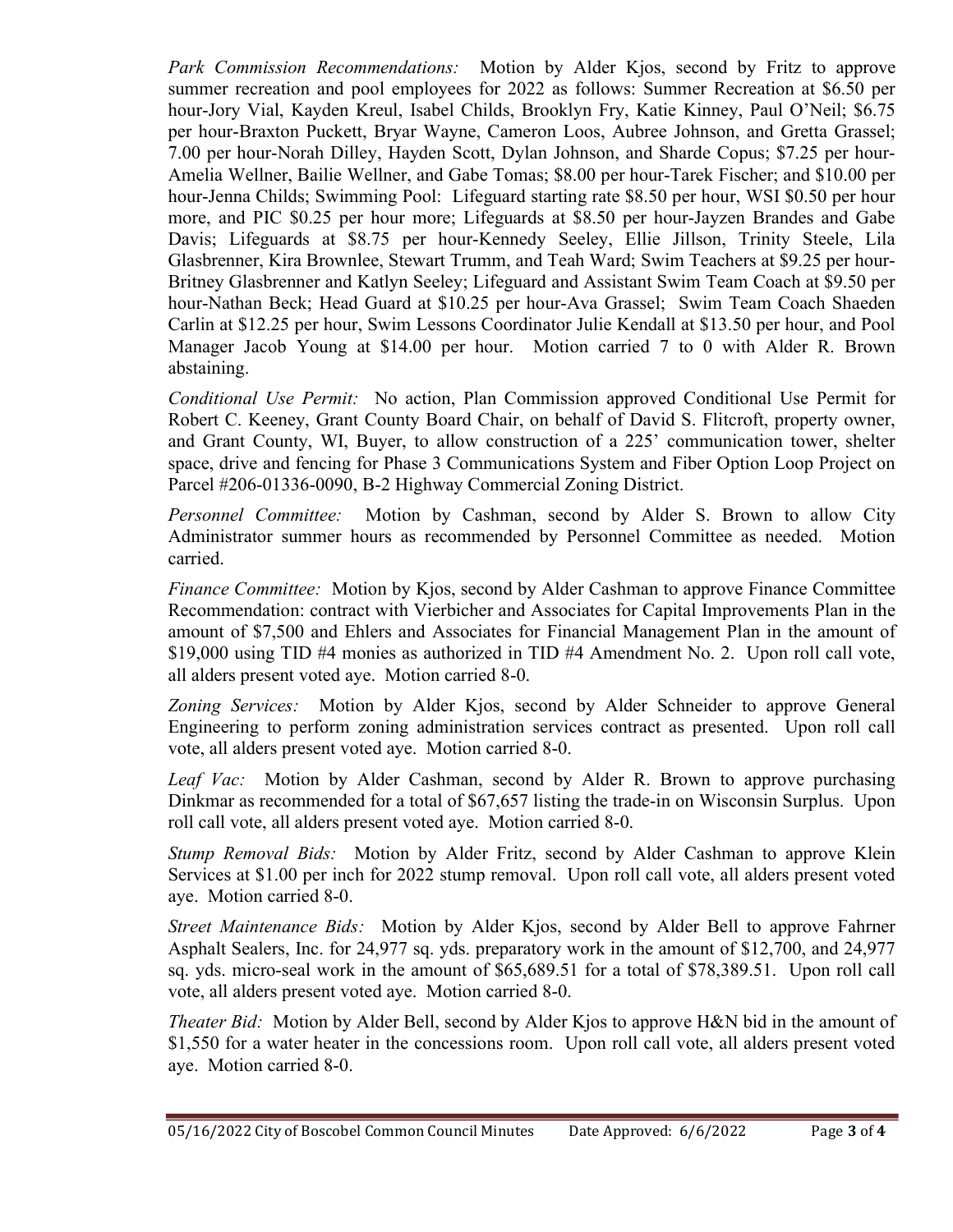*Park Commission Recommendations:* Motion by Alder Kjos, second by Fritz to approve summer recreation and pool employees for 2022 as follows: Summer Recreation at $6.50 per hour-Jory Vial, Kayden Kreul, Isabel Childs, Brooklyn Fry, Katie Kinney, Paul O'Neil; $6.75 per hour-Braxton Puckett, Bryar Wayne, Cameron Loos, Aubree Johnson, and Gretta Grassel; 7.00 per hour-Norah Dilley, Hayden Scott, Dylan Johnson, and Sharde Copus; $7.25 per hour-Amelia Wellner, Bailie Wellner, and Gabe Tomas; $8.00 per hour-Tarek Fischer; and $10.00 per hour-Jenna Childs; Swimming Pool: Lifeguard starting rate $8.50 per hour, WSI $0.50 per hour more, and PIC $0.25 per hour more; Lifeguards at $8.50 per hour-Jayzen Brandes and Gabe Davis; Lifeguards at $8.75 per hour-Kennedy Seeley, Ellie Jillson, Trinity Steele, Lila Glasbrenner, Kira Brownlee, Stewart Trumm, and Teah Ward; Swim Teachers at $9.25 per hour-Britney Glasbrenner and Katlyn Seeley; Lifeguard and Assistant Swim Team Coach at $9.50 per hour-Nathan Beck; Head Guard at $10.25 per hour-Ava Grassel; Swim Team Coach Shaeden Carlin at $12.25 per hour, Swim Lessons Coordinator Julie Kendall at $13.50 per hour, and Pool Manager Jacob Young at $14.00 per hour. Motion carried 7 to 0 with Alder R. Brown abstaining.

*Conditional Use Permit:* No action, Plan Commission approved Conditional Use Permit for Robert C. Keeney, Grant County Board Chair, on behalf of David S. Flitcroft, property owner, and Grant County, WI, Buyer, to allow construction of a 225' communication tower, shelter space, drive and fencing for Phase 3 Communications System and Fiber Option Loop Project on Parcel #206-01336-0090, B-2 Highway Commercial Zoning District.

*Personnel Committee:* Motion by Cashman, second by Alder S. Brown to allow City Administrator summer hours as recommended by Personnel Committee as needed. Motion carried.

*Finance Committee:* Motion by Kjos, second by Alder Cashman to approve Finance Committee Recommendation: contract with Vierbicher and Associates for Capital Improvements Plan in the amount of $7,500 and Ehlers and Associates for Financial Management Plan in the amount of $19,000 using TID #4 monies as authorized in TID #4 Amendment No. 2. Upon roll call vote, all alders present voted aye. Motion carried 8-0.

*Zoning Services:* Motion by Alder Kjos, second by Alder Schneider to approve General Engineering to perform zoning administration services contract as presented. Upon roll call vote, all alders present voted aye. Motion carried 8-0.

*Leaf Vac:* Motion by Alder Cashman, second by Alder R. Brown to approve purchasing Dinkmar as recommended for a total of $67,657 listing the trade-in on Wisconsin Surplus. Upon roll call vote, all alders present voted aye. Motion carried 8-0.

*Stump Removal Bids:* Motion by Alder Fritz, second by Alder Cashman to approve Klein Services at $1.00 per inch for 2022 stump removal. Upon roll call vote, all alders present voted aye. Motion carried 8-0.

*Street Maintenance Bids:* Motion by Alder Kjos, second by Alder Bell to approve Fahrner Asphalt Sealers, Inc. for 24,977 sq. yds. preparatory work in the amount of $12,700, and 24,977 sq. yds. micro-seal work in the amount of $65,689.51 for a total of $78,389.51. Upon roll call vote, all alders present voted aye. Motion carried 8-0.

*Theater Bid:* Motion by Alder Bell, second by Alder Kjos to approve H&N bid in the amount of $1,550 for a water heater in the concessions room. Upon roll call vote, all alders present voted aye. Motion carried 8-0.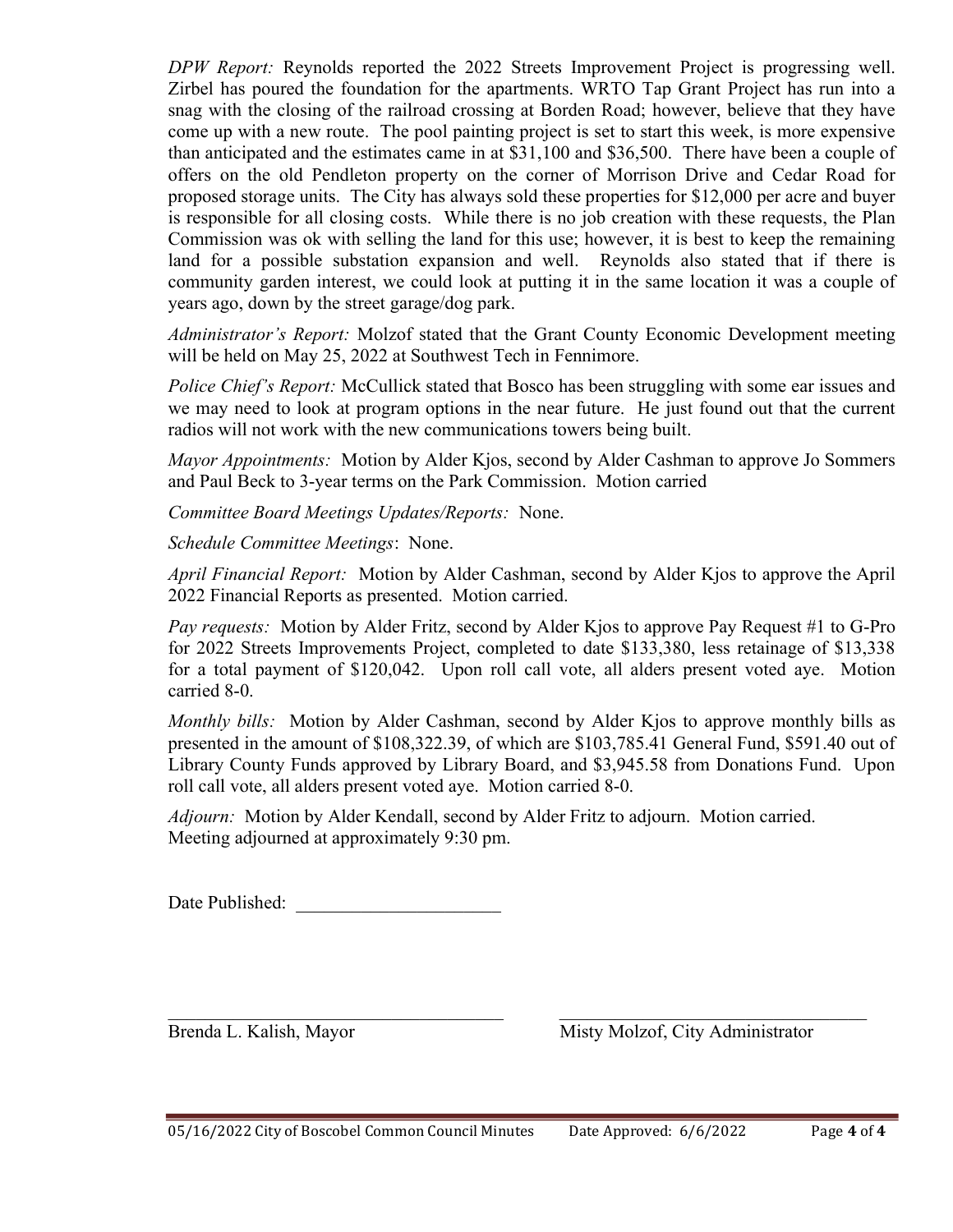*DPW Report:* Reynolds reported the 2022 Streets Improvement Project is progressing well. Zirbel has poured the foundation for the apartments. WRTO Tap Grant Project has run into a snag with the closing of the railroad crossing at Borden Road; however, believe that they have come up with a new route. The pool painting project is set to start this week, is more expensive than anticipated and the estimates came in at $31,100 and $36,500. There have been a couple of offers on the old Pendleton property on the corner of Morrison Drive and Cedar Road for proposed storage units. The City has always sold these properties for $12,000 per acre and buyer is responsible for all closing costs. While there is no job creation with these requests, the Plan Commission was ok with selling the land for this use; however, it is best to keep the remaining land for a possible substation expansion and well. Reynolds also stated that if there is community garden interest, we could look at putting it in the same location it was a couple of years ago, down by the street garage/dog park.

*Administrator's Report:* Molzof stated that the Grant County Economic Development meeting will be held on May 25, 2022 at Southwest Tech in Fennimore.

*Police Chief's Report:* McCullick stated that Bosco has been struggling with some ear issues and we may need to look at program options in the near future. He just found out that the current radios will not work with the new communications towers being built.

*Mayor Appointments:* Motion by Alder Kjos, second by Alder Cashman to approve Jo Sommers and Paul Beck to 3-year terms on the Park Commission. Motion carried

*Committee Board Meetings Updates/Reports:* None.

*Schedule Committee Meetings*: None.

*April Financial Report:* Motion by Alder Cashman, second by Alder Kjos to approve the April 2022 Financial Reports as presented. Motion carried.

*Pay requests:* Motion by Alder Fritz, second by Alder Kjos to approve Pay Request #1 to G-Pro for 2022 Streets Improvements Project, completed to date $133,380, less retainage of $13,338 for a total payment of $120,042. Upon roll call vote, all alders present voted aye. Motion carried 8-0.

*Monthly bills:* Motion by Alder Cashman, second by Alder Kjos to approve monthly bills as presented in the amount of $108,322.39, of which are $103,785.41 General Fund, $591.40 out of Library County Funds approved by Library Board, and $3,945.58 from Donations Fund. Upon roll call vote, all alders present voted aye. Motion carried 8-0.

*Adjourn:* Motion by Alder Kendall, second by Alder Fritz to adjourn. Motion carried.
Meeting adjourned at approximately 9:30 pm.

Date Published: ______________________

______________________________ ______________________________

Brenda L. Kalish, Mayor Misty Molzof, City Administrator

05/16/2022 City of Boscobel Common Council Minutes Date Approved: 6/6/2022